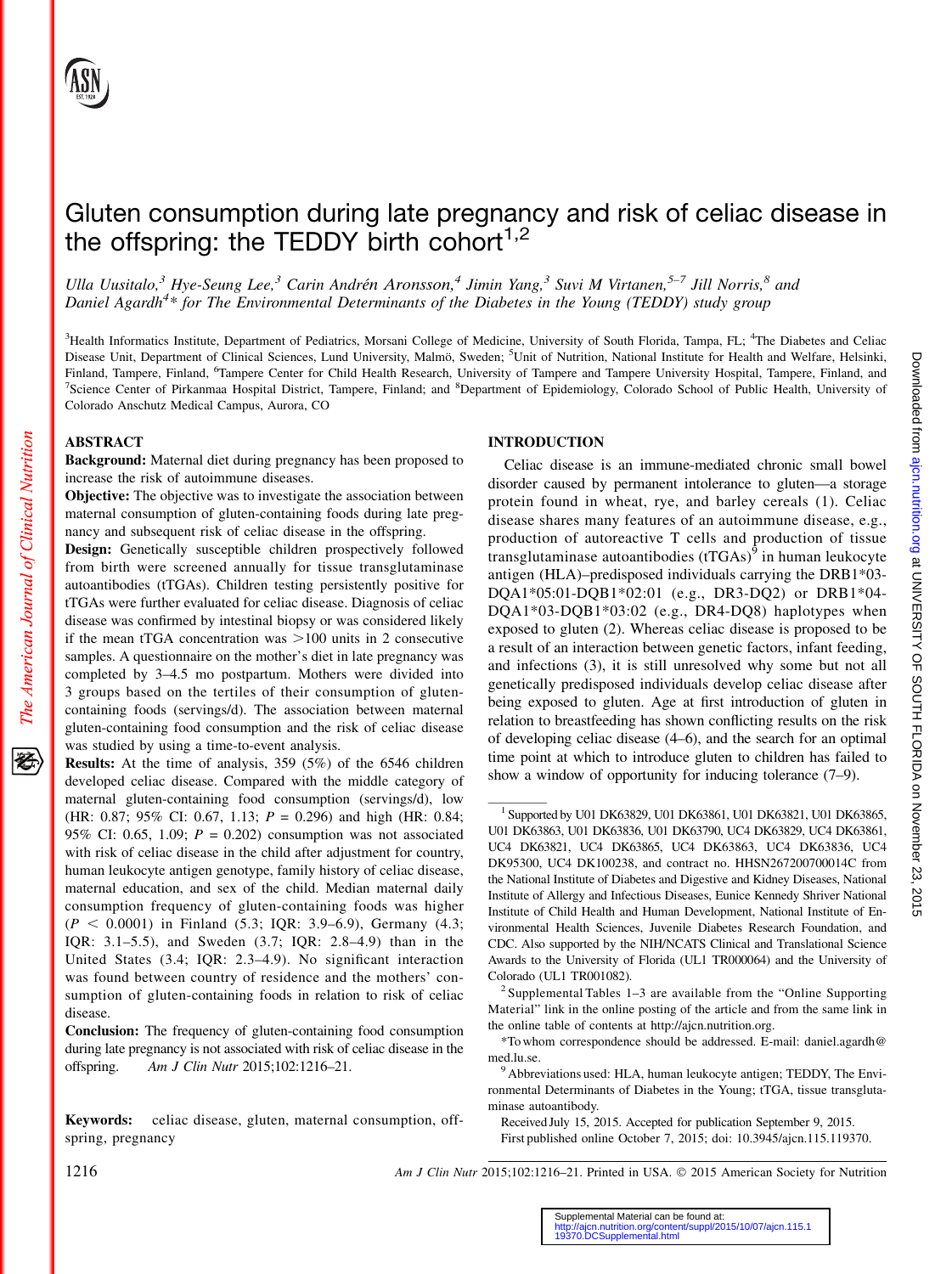# Gluten consumption during late pregnancy and risk of celiac disease in the offspring: the TEDDY birth cohort[1,2]

*Ulla Uusitalo,[3] Hye-Seung Lee,[3] Carin Andrén Aronsson,[4] Jimin Yang,[3] Suvi M Virtanen,[5–7] Jill Norris,[8] and Daniel Agardh[4]\* for The Environmental Determinants of the Diabetes in the Young (TEDDY) study group*

[3]Health Informatics Institute, Department of Pediatrics, Morsani College of Medicine, University of South Florida, Tampa, FL; [4]The Diabetes and Celiac Disease Unit, Department of Clinical Sciences, Lund University, Malmö, Sweden; [5]Unit of Nutrition, National Institute for Health and Welfare, Helsinki, Finland, Tampere, Finland, [6]Tampere Center for Child Health Research, University of Tampere and Tampere University Hospital, Tampere, Finland, and [7]Science Center of Pirkanmaa Hospital District, Tampere, Finland; and [8]Department of Epidemiology, Colorado School of Public Health, University of Colorado Anschutz Medical Campus, Aurora, CO

## ABSTRACT

**Background:** Maternal diet during pregnancy has been proposed to increase the risk of autoimmune diseases.

**Objective:** The objective was to investigate the association between maternal consumption of gluten-containing foods during late pregnancy and subsequent risk of celiac disease in the offspring.

**Design:** Genetically susceptible children prospectively followed from birth were screened annually for tissue transglutaminase autoantibodies (tTGAs). Children testing persistently positive for tTGAs were further evaluated for celiac disease. Diagnosis of celiac disease was confirmed by intestinal biopsy or was considered likely if the mean tTGA concentration was >100 units in 2 consecutive samples. A questionnaire on the mother's diet in late pregnancy was completed by 3–4.5 mo postpartum. Mothers were divided into 3 groups based on the tertiles of their consumption of gluten-containing foods (servings/d). The association between maternal gluten-containing food consumption and the risk of celiac disease was studied by using a time-to-event analysis.

**Results:** At the time of analysis, 359 (5%) of the 6546 children developed celiac disease. Compared with the middle category of maternal gluten-containing food consumption (servings/d), low (HR: 0.87; 95% CI: 0.67, 1.13; $P = 0.296$) and high (HR: 0.84; 95% CI: 0.65, 1.09; $P = 0.202$) consumption was not associated with risk of celiac disease in the child after adjustment for country, human leukocyte antigen genotype, family history of celiac disease, maternal education, and sex of the child. Median maternal daily consumption frequency of gluten-containing foods was higher ($P < 0.0001$) in Finland (5.3; IQR: 3.9–6.9), Germany (4.3; IQR: 3.1–5.5), and Sweden (3.7; IQR: 2.8–4.9) than in the United States (3.4; IQR: 2.3–4.9). No significant interaction was found between country of residence and the mothers' consumption of gluten-containing foods in relation to risk of celiac disease.

**Conclusion:** The frequency of gluten-containing food consumption during late pregnancy is not associated with risk of celiac disease in the offspring. *Am J Clin Nutr* 2015;102:1216–21.

**Keywords:** celiac disease, gluten, maternal consumption, offspring, pregnancy

## INTRODUCTION

Celiac disease is an immune-mediated chronic small bowel disorder caused by permanent intolerance to gluten—a storage protein found in wheat, rye, and barley cereals (1). Celiac disease shares many features of an autoimmune disease, e.g., production of autoreactive T cells and production of tissue transglutaminase autoantibodies (tTGAs)[9] in human leukocyte antigen (HLA)–predisposed individuals carrying the DRB1\*03-DQA1\*05:01-DQB1\*02:01 (e.g., DR3-DQ2) or DRB1\*04-DQA1\*03-DQB1\*03:02 (e.g., DR4-DQ8) haplotypes when exposed to gluten (2). Whereas celiac disease is proposed to be a result of an interaction between genetic factors, infant feeding, and infections (3), it is still unresolved why some but not all genetically predisposed individuals develop celiac disease after being exposed to gluten. Age at first introduction of gluten in relation to breastfeeding has shown conflicting results on the risk of developing celiac disease (4–6), and the search for an optimal time point at which to introduce gluten to children has failed to show a window of opportunity for inducing tolerance (7–9).

---

[1] Supported by U01 DK63829, U01 DK63861, U01 DK63821, U01 DK63865, U01 DK63863, U01 DK63836, U01 DK63790, UC4 DK63829, UC4 DK63861, UC4 DK63821, UC4 DK63865, UC4 DK63863, UC4 DK63836, UC4 DK95300, UC4 DK100238, and contract no. HHSN267200700014C from the National Institute of Diabetes and Digestive and Kidney Diseases, National Institute of Allergy and Infectious Diseases, Eunice Kennedy Shriver National Institute of Child Health and Human Development, National Institute of Environmental Health Sciences, Juvenile Diabetes Research Foundation, and CDC. Also supported by the NIH/NCATS Clinical and Translational Science Awards to the University of Florida (UL1 TR000064) and the University of Colorado (UL1 TR001082).

[2] Supplemental Tables 1–3 are available from the "Online Supporting Material" link in the online posting of the article and from the same link in the online table of contents at http://ajcn.nutrition.org.

\*To whom correspondence should be addressed. E-mail: daniel.agardh@med.lu.se.

[9] Abbreviations used: HLA, human leukocyte antigen; TEDDY, The Environmental Determinants of Diabetes in the Young; tTGA, tissue transglutaminase autoantibody.

Received July 15, 2015. Accepted for publication September 9, 2015.

First published online October 7, 2015; doi: 10.3945/ajcn.115.119370.

Supplemental Material can be found at: http://ajcn.nutrition.org/content/suppl/2015/10/07/ajcn.115.119370.DCSupplemental.html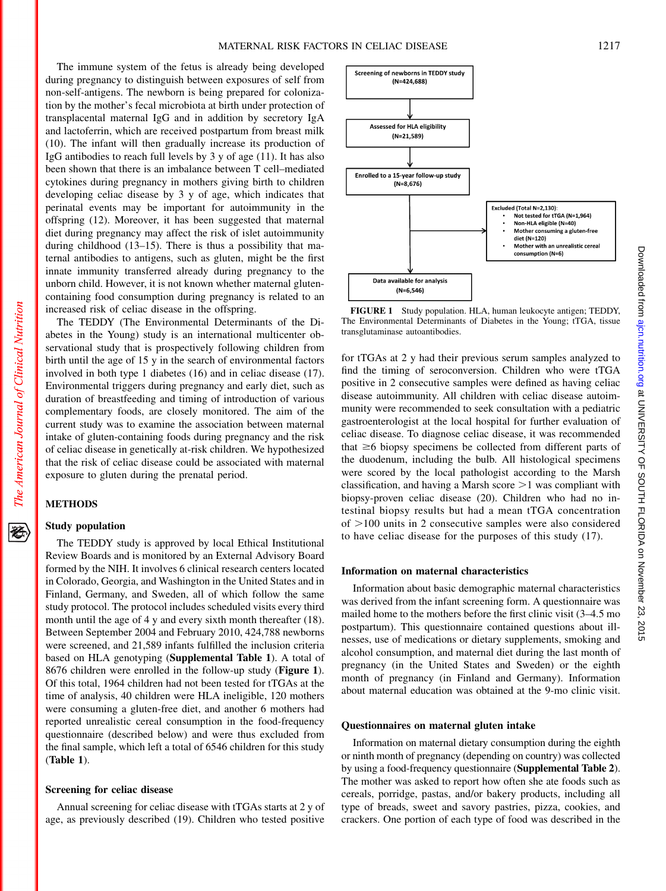The immune system of the fetus is already being developed during pregnancy to distinguish between exposures of self from non-self-antigens. The newborn is being prepared for colonization by the mother's fecal microbiota at birth under protection of transplacental maternal IgG and in addition by secretory IgA and lactoferrin, which are received postpartum from breast milk (10). The infant will then gradually increase its production of IgG antibodies to reach full levels by 3 y of age (11). It has also been shown that there is an imbalance between T cell–mediated cytokines during pregnancy in mothers giving birth to children developing celiac disease by 3 y of age, which indicates that perinatal events may be important for autoimmunity in the offspring (12). Moreover, it has been suggested that maternal diet during pregnancy may affect the risk of islet autoimmunity during childhood (13–15). There is thus a possibility that maternal antibodies to antigens, such as gluten, might be the first innate immunity transferred already during pregnancy to the unborn child. However, it is not known whether maternal gluten-containing food consumption during pregnancy is related to an increased risk of celiac disease in the offspring.

The TEDDY (The Environmental Determinants of the Diabetes in the Young) study is an international multicenter observational study that is prospectively following children from birth until the age of 15 y in the search of environmental factors involved in both type 1 diabetes (16) and in celiac disease (17). Environmental triggers during pregnancy and early diet, such as duration of breastfeeding and timing of introduction of various complementary foods, are closely monitored. The aim of the current study was to examine the association between maternal intake of gluten-containing foods during pregnancy and the risk of celiac disease in genetically at-risk children. We hypothesized that the risk of celiac disease could be associated with maternal exposure to gluten during the prenatal period.

## METHODS

### Study population

The TEDDY study is approved by local Ethical Institutional Review Boards and is monitored by an External Advisory Board formed by the NIH. It involves 6 clinical research centers located in Colorado, Georgia, and Washington in the United States and in Finland, Germany, and Sweden, all of which follow the same study protocol. The protocol includes scheduled visits every third month until the age of 4 y and every sixth month thereafter (18). Between September 2004 and February 2010, 424,788 newborns were screened, and 21,589 infants fulfilled the inclusion criteria based on HLA genotyping (**Supplemental Table 1**). A total of 8676 children were enrolled in the follow-up study (**Figure 1**). Of this total, 1964 children had not been tested for tTGAs at the time of analysis, 40 children were HLA ineligible, 120 mothers were consuming a gluten-free diet, and another 6 mothers had reported unrealistic cereal consumption in the food-frequency questionnaire (described below) and were thus excluded from the final sample, which left a total of 6546 children for this study (**Table 1**).

Screening of newborns in TEDDY study (N=424,688)
→ Assessed for HLA eligibility (N=21,589)
→ Enrolled to a 15-year follow-up study (N=8,676)
→ Excluded (Total N=2,130):
- Not tested for tTGA (N=1,964)
- Non-HLA eligible (N=40)
- Mother consuming a gluten-free diet (N=120)
- Mother with an unrealistic cereal consumption (N=6)

→ Data available for analysis (N=6,546)

**FIGURE 1** Study population. HLA, human leukocyte antigen; TEDDY, The Environmental Determinants of Diabetes in the Young; tTGA, tissue transglutaminase autoantibodies.

### Screening for celiac disease

Annual screening for celiac disease with tTGAs starts at 2 y of age, as previously described (19). Children who tested positive for tTGAs at 2 y had their previous serum samples analyzed to find the timing of seroconversion. Children who were tTGA positive in 2 consecutive samples were defined as having celiac disease autoimmunity. All children with celiac disease autoimmunity were recommended to seek consultation with a pediatric gastroenterologist at the local hospital for further evaluation of celiac disease. To diagnose celiac disease, it was recommended that ≥6 biopsy specimens be collected from different parts of the duodenum, including the bulb. All histological specimens were scored by the local pathologist according to the Marsh classification, and having a Marsh score >1 was compliant with biopsy-proven celiac disease (20). Children who had no intestinal biopsy results but had a mean tTGA concentration of >100 units in 2 consecutive samples were also considered to have celiac disease for the purposes of this study (17).

### Information on maternal characteristics

Information about basic demographic maternal characteristics was derived from the infant screening form. A questionnaire was mailed home to the mothers before the first clinic visit (3–4.5 mo postpartum). This questionnaire contained questions about illnesses, use of medications or dietary supplements, smoking and alcohol consumption, and maternal diet during the last month of pregnancy (in the United States and Sweden) or the eighth month of pregnancy (in Finland and Germany). Information about maternal education was obtained at the 9-mo clinic visit.

### Questionnaires on maternal gluten intake

Information on maternal dietary consumption during the eighth or ninth month of pregnancy (depending on country) was collected by using a food-frequency questionnaire (**Supplemental Table 2**). The mother was asked to report how often she ate foods such as cereals, porridge, pastas, and/or bakery products, including all type of breads, sweet and savory pastries, pizza, cookies, and crackers. One portion of each type of food was described in the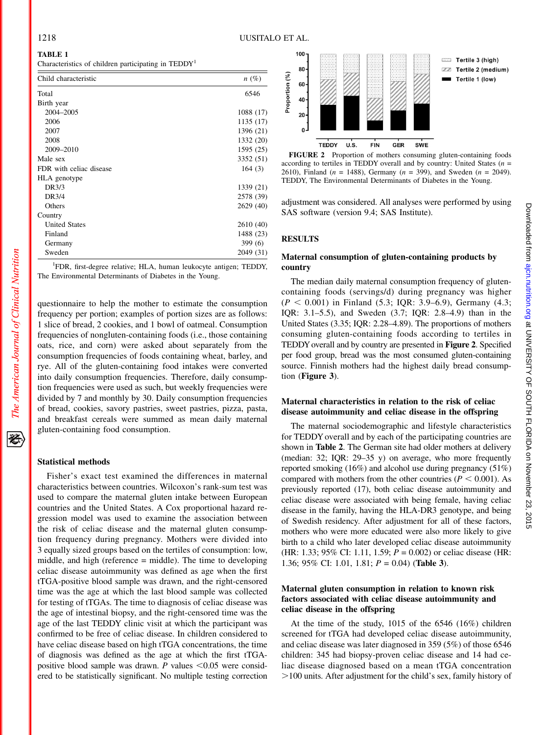**TABLE 1**
Characteristics of children participating in TEDDY[1]

| Child characteristic | n (%) |
|---|---|
| Total | 6546 |
| Birth year | |
| 2004–2005 | 1088 (17) |
| 2006 | 1135 (17) |
| 2007 | 1396 (21) |
| 2008 | 1332 (20) |
| 2009–2010 | 1595 (25) |
| Male sex | 3352 (51) |
| FDR with celiac disease | 164 (3) |
| HLA genotype | |
| DR3/3 | 1339 (21) |
| DR3/4 | 2578 (39) |
| Others | 2629 (40) |
| Country | |
| United States | 2610 (40) |
| Finland | 1488 (23) |
| Germany | 399 (6) |
| Sweden | 2049 (31) |

[1]FDR, first-degree relative; HLA, human leukocyte antigen; TEDDY, The Environmental Determinants of Diabetes in the Young.

questionnaire to help the mother to estimate the consumption frequency per portion; examples of portion sizes are as follows: 1 slice of bread, 2 cookies, and 1 bowl of oatmeal. Consumption frequencies of nongluten-containing foods (i.e., those containing oats, rice, and corn) were asked about separately from the consumption frequencies of foods containing wheat, barley, and rye. All of the gluten-containing food intakes were converted into daily consumption frequencies. Therefore, daily consumption frequencies were used as such, but weekly frequencies were divided by 7 and monthly by 30. Daily consumption frequencies of bread, cookies, savory pastries, sweet pastries, pizza, pasta, and breakfast cereals were summed as mean daily maternal gluten-containing food consumption.

### Statistical methods

Fisher's exact test examined the differences in maternal characteristics between countries. Wilcoxon's rank-sum test was used to compare the maternal gluten intake between European countries and the United States. A Cox proportional hazard regression model was used to examine the association between the risk of celiac disease and the maternal gluten consumption frequency during pregnancy. Mothers were divided into 3 equally sized groups based on the tertiles of consumption: low, middle, and high (reference = middle). The time to developing celiac disease autoimmunity was defined as age when the first tTGA-positive blood sample was drawn, and the right-censored time was the age at which the last blood sample was collected for testing of tTGAs. The time to diagnosis of celiac disease was the age of intestinal biopsy, and the right-censored time was the age of the last TEDDY clinic visit at which the participant was confirmed to be free of celiac disease. In children considered to have celiac disease based on high tTGA concentrations, the time of diagnosis was defined as the age at which the first tTGA-positive blood sample was drawn. $P$ values $<0.05$ were considered to be statistically significant. No multiple testing correction adjustment was considered. All analyses were performed by using SAS software (version 9.4; SAS Institute).

**FIGURE 2** Proportion of mothers consuming gluten-containing foods according to tertiles in TEDDY overall and by country: United States ($n$ = 2610), Finland ($n$ = 1488), Germany ($n$ = 399), and Sweden ($n$ = 2049). TEDDY, The Environmental Determinants of Diabetes in the Young.

## RESULTS

### Maternal consumption of gluten-containing products by country

The median daily maternal consumption frequency of gluten-containing foods (servings/d) during pregnancy was higher ($P < 0.001$) in Finland (5.3; IQR: 3.9–6.9), Germany (4.3; IQR: 3.1–5.5), and Sweden (3.7; IQR: 2.8–4.9) than in the United States (3.35; IQR: 2.28–4.89). The proportions of mothers consuming gluten-containing foods according to tertiles in TEDDY overall and by country are presented in **Figure 2**. Specified per food group, bread was the most consumed gluten-containing source. Finnish mothers had the highest daily bread consumption (**Figure 3**).

### Maternal characteristics in relation to the risk of celiac disease autoimmunity and celiac disease in the offspring

The maternal sociodemographic and lifestyle characteristics for TEDDY overall and by each of the participating countries are shown in **Table 2**. The German site had older mothers at delivery (median: 32; IQR: 29–35 y) on average, who more frequently reported smoking (16%) and alcohol use during pregnancy (51%) compared with mothers from the other countries ($P < 0.001$). As previously reported (17), both celiac disease autoimmunity and celiac disease were associated with being female, having celiac disease in the family, having the HLA-DR3 genotype, and being of Swedish residency. After adjustment for all of these factors, mothers who were more educated were also more likely to give birth to a child who later developed celiac disease autoimmunity (HR: 1.33; 95% CI: 1.11, 1.59; $P$ = 0.002) or celiac disease (HR: 1.36; 95% CI: 1.01, 1.81; $P$ = 0.04) (**Table 3**).

### Maternal gluten consumption in relation to known risk factors associated with celiac disease autoimmunity and celiac disease in the offspring

At the time of the study, 1015 of the 6546 (16%) children screened for tTGA had developed celiac disease autoimmunity, and celiac disease was later diagnosed in 359 (5%) of those 6546 children: 345 had biopsy-proven celiac disease and 14 had celiac disease diagnosed based on a mean tTGA concentration >100 units. After adjustment for the child's sex, family history of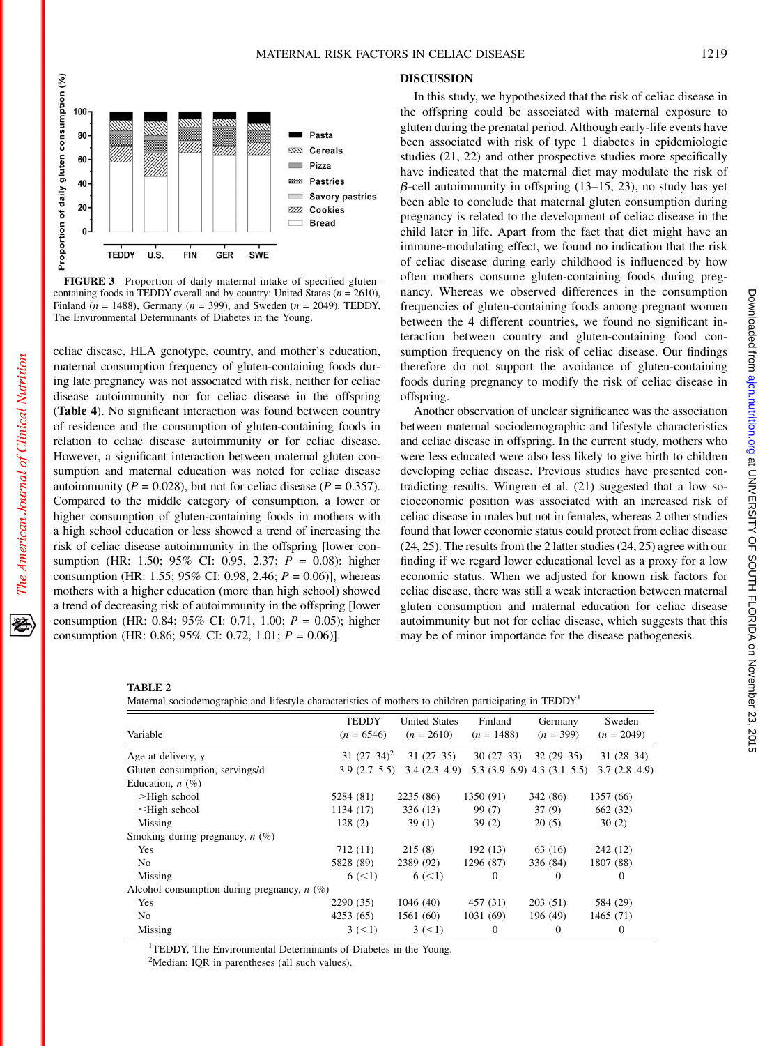FIGURE 3 Proportion of daily maternal intake of specified gluten-containing foods in TEDDY overall and by country: United States ($n$ = 2610), Finland ($n$ = 1488), Germany ($n$ = 399), and Sweden ($n$ = 2049). TEDDY, The Environmental Determinants of Diabetes in the Young.

celiac disease, HLA genotype, country, and mother's education, maternal consumption frequency of gluten-containing foods during late pregnancy was not associated with risk, neither for celiac disease autoimmunity nor for celiac disease in the offspring (**Table 4**). No significant interaction was found between country of residence and the consumption of gluten-containing foods in relation to celiac disease autoimmunity or for celiac disease. However, a significant interaction between maternal gluten consumption and maternal education was noted for celiac disease autoimmunity ($P$ = 0.028), but not for celiac disease ($P$ = 0.357). Compared to the middle category of consumption, a lower or higher consumption of gluten-containing foods in mothers with a high school education or less showed a trend of increasing the risk of celiac disease autoimmunity in the offspring [lower consumption (HR: 1.50; 95% CI: 0.95, 2.37; $P$ = 0.08); higher consumption (HR: 1.55; 95% CI: 0.98, 2.46; $P$ = 0.06)], whereas mothers with a higher education (more than high school) showed a trend of decreasing risk of autoimmunity in the offspring [lower consumption (HR: 0.84; 95% CI: 0.71, 1.00; $P$ = 0.05); higher consumption (HR: 0.86; 95% CI: 0.72, 1.01; $P$ = 0.06)].

## DISCUSSION

In this study, we hypothesized that the risk of celiac disease in the offspring could be associated with maternal exposure to gluten during the prenatal period. Although early-life events have been associated with risk of type 1 diabetes in epidemiologic studies (21, 22) and other prospective studies more specifically have indicated that the maternal diet may modulate the risk of $\beta$-cell autoimmunity in offspring (13–15, 23), no study has yet been able to conclude that maternal gluten consumption during pregnancy is related to the development of celiac disease in the child later in life. Apart from the fact that diet might have an immune-modulating effect, we found no indication that the risk of celiac disease during early childhood is influenced by how often mothers consume gluten-containing foods during pregnancy. Whereas we observed differences in the consumption frequencies of gluten-containing foods among pregnant women between the 4 different countries, we found no significant interaction between country and gluten-containing food consumption frequency on the risk of celiac disease. Our findings therefore do not support the avoidance of gluten-containing foods during pregnancy to modify the risk of celiac disease in offspring.

Another observation of unclear significance was the association between maternal sociodemographic and lifestyle characteristics and celiac disease in offspring. In the current study, mothers who were less educated were also less likely to give birth to children developing celiac disease. Previous studies have presented contradicting results. Wingren et al. (21) suggested that a low socioeconomic position was associated with an increased risk of celiac disease in males but not in females, whereas 2 other studies found that lower economic status could protect from celiac disease (24, 25). The results from the 2 latter studies (24, 25) agree with our finding if we regard lower educational level as a proxy for a low economic status. When we adjusted for known risk factors for celiac disease, there was still a weak interaction between maternal gluten consumption and maternal education for celiac disease autoimmunity but not for celiac disease, which suggests that this may be of minor importance for the disease pathogenesis.

**TABLE 2**
Maternal sociodemographic and lifestyle characteristics of mothers to children participating in TEDDY[1]

| Variable | TEDDY ($n$ = 6546) | United States ($n$ = 2610) | Finland ($n$ = 1488) | Germany ($n$ = 399) | Sweden ($n$ = 2049) |
|---|---|---|---|---|---|
| Age at delivery, y | 31 (27–34)[2] | 31 (27–35) | 30 (27–33) | 32 (29–35) | 31 (28–34) |
| Gluten consumption, servings/d | 3.9 (2.7–5.5) | 3.4 (2.3–4.9) | 5.3 (3.9–6.9) | 4.3 (3.1–5.5) | 3.7 (2.8–4.9) |
| Education, $n$ (%) | | | | | |
| >High school | 5284 (81) | 2235 (86) | 1350 (91) | 342 (86) | 1357 (66) |
| ≤High school | 1134 (17) | 336 (13) | 99 (7) | 37 (9) | 662 (32) |
| Missing | 128 (2) | 39 (1) | 39 (2) | 20 (5) | 30 (2) |
| Smoking during pregnancy, $n$ (%) | | | | | |
| Yes | 712 (11) | 215 (8) | 192 (13) | 63 (16) | 242 (12) |
| No | 5828 (89) | 2389 (92) | 1296 (87) | 336 (84) | 1807 (88) |
| Missing | 6 (<1) | 6 (<1) | 0 | 0 | 0 |
| Alcohol consumption during pregnancy, $n$ (%) | | | | | |
| Yes | 2290 (35) | 1046 (40) | 457 (31) | 203 (51) | 584 (29) |
| No | 4253 (65) | 1561 (60) | 1031 (69) | 196 (49) | 1465 (71) |
| Missing | 3 (<1) | 3 (<1) | 0 | 0 | 0 |

[1]TEDDY, The Environmental Determinants of Diabetes in the Young.
[2]Median; IQR in parentheses (all such values).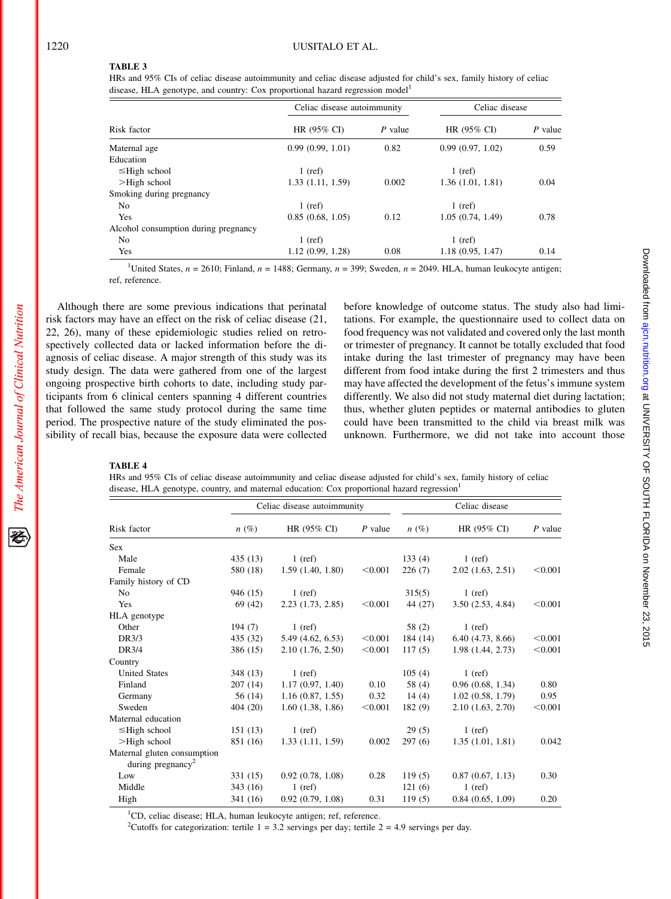**TABLE 3**
HRs and 95% CIs of celiac disease autoimmunity and celiac disease adjusted for child's sex, family history of celiac disease, HLA genotype, and country: Cox proportional hazard regression model[1]

| Risk factor | Celiac disease autoimmunity | | Celiac disease | |
|---|---|---|---|---|
| | HR (95% CI) | P value | HR (95% CI) | P value |
| Maternal age | 0.99 (0.99, 1.01) | 0.82 | 0.99 (0.97, 1.02) | 0.59 |
| Education | | | | |
| ≤High school | 1 (ref) | | 1 (ref) | |
| >High school | 1.33 (1.11, 1.59) | 0.002 | 1.36 (1.01, 1.81) | 0.04 |
| Smoking during pregnancy | | | | |
| No | 1 (ref) | | 1 (ref) | |
| Yes | 0.85 (0.68, 1.05) | 0.12 | 1.05 (0.74, 1.49) | 0.78 |
| Alcohol consumption during pregnancy | | | | |
| No | 1 (ref) | | 1 (ref) | |
| Yes | 1.12 (0.99, 1.28) | 0.08 | 1.18 (0.95, 1.47) | 0.14 |

[1]United States, $n = 2610$; Finland, $n = 1488$; Germany, $n = 399$; Sweden, $n = 2049$. HLA, human leukocyte antigen; ref, reference.

Although there are some previous indications that perinatal risk factors may have an effect on the risk of celiac disease (21, 22, 26), many of these epidemiologic studies relied on retrospectively collected data or lacked information before the diagnosis of celiac disease. A major strength of this study was its study design. The data were gathered from one of the largest ongoing prospective birth cohorts to date, including study participants from 6 clinical centers spanning 4 different countries that followed the same study protocol during the same time period. The prospective nature of the study eliminated the possibility of recall bias, because the exposure data were collected before knowledge of outcome status. The study also had limitations. For example, the questionnaire used to collect data on food frequency was not validated and covered only the last month or trimester of pregnancy. It cannot be totally excluded that food intake during the last trimester of pregnancy may have been different from food intake during the first 2 trimesters and thus may have affected the development of the fetus's immune system differently. We also did not study maternal diet during lactation; thus, whether gluten peptides or maternal antibodies to gluten could have been transmitted to the child via breast milk was unknown. Furthermore, we did not take into account those

**TABLE 4**
HRs and 95% CIs of celiac disease autoimmunity and celiac disease adjusted for child's sex, family history of celiac disease, HLA genotype, country, and maternal education: Cox proportional hazard regression[1]

| Risk factor | Celiac disease autoimmunity | | | Celiac disease | | |
|---|---|---|---|---|---|---|
| | n (%) | HR (95% CI) | P value | n (%) | HR (95% CI) | P value |
| Sex | | | | | | |
| Male | 435 (13) | 1 (ref) | | 133 (4) | 1 (ref) | |
| Female | 580 (18) | 1.59 (1.40, 1.80) | <0.001 | 226 (7) | 2.02 (1.63, 2.51) | <0.001 |
| Family history of CD | | | | | | |
| No | 946 (15) | 1 (ref) | | 315(5) | 1 (ref) | |
| Yes | 69 (42) | 2.23 (1.73, 2.85) | <0.001 | 44 (27) | 3.50 (2.53, 4.84) | <0.001 |
| HLA genotype | | | | | | |
| Other | 194 (7) | 1 (ref) | | 58 (2) | 1 (ref) | |
| DR3/3 | 435 (32) | 5.49 (4.62, 6.53) | <0.001 | 184 (14) | 6.40 (4.73, 8.66) | <0.001 |
| DR3/4 | 386 (15) | 2.10 (1.76, 2.50) | <0.001 | 117 (5) | 1.98 (1.44, 2.73) | <0.001 |
| Country | | | | | | |
| United States | 348 (13) | 1 (ref) | | 105 (4) | 1 (ref) | |
| Finland | 207 (14) | 1.17 (0.97, 1.40) | 0.10 | 58 (4) | 0.96 (0.68, 1.34) | 0.80 |
| Germany | 56 (14) | 1.16 (0.87, 1.55) | 0.32 | 14 (4) | 1.02 (0.58, 1.79) | 0.95 |
| Sweden | 404 (20) | 1.60 (1.38, 1.86) | <0.001 | 182 (9) | 2.10 (1.63, 2.70) | <0.001 |
| Maternal education | | | | | | |
| ≤High school | 151 (13) | 1 (ref) | | 29 (5) | 1 (ref) | |
| >High school | 851 (16) | 1.33 (1.11, 1.59) | 0.002 | 297 (6) | 1.35 (1.01, 1.81) | 0.042 |
| Maternal gluten consumption during pregnancy[2] | | | | | | |
| Low | 331 (15) | 0.92 (0.78, 1.08) | 0.28 | 119 (5) | 0.87 (0.67, 1.13) | 0.30 |
| Middle | 343 (16) | 1 (ref) | | 121 (6) | 1 (ref) | |
| High | 341 (16) | 0.92 (0.79, 1.08) | 0.31 | 119 (5) | 0.84 (0.65, 1.09) | 0.20 |

[1]CD, celiac disease; HLA, human leukocyte antigen; ref, reference.
[2]Cutoffs for categorization: tertile 1 = 3.2 servings per day; tertile 2 = 4.9 servings per day.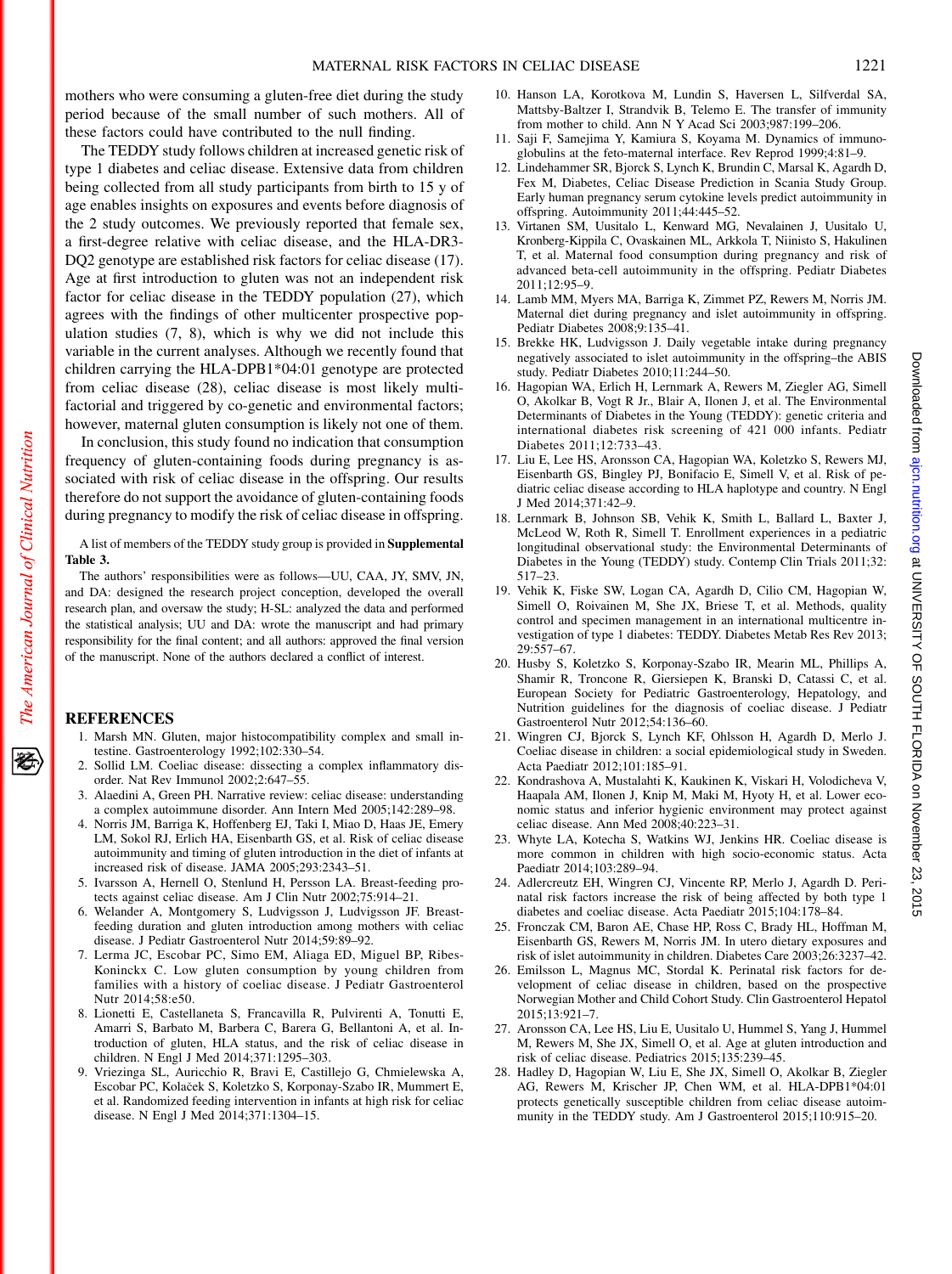mothers who were consuming a gluten-free diet during the study period because of the small number of such mothers. All of these factors could have contributed to the null finding.

The TEDDY study follows children at increased genetic risk of type 1 diabetes and celiac disease. Extensive data from children being collected from all study participants from birth to 15 y of age enables insights on exposures and events before diagnosis of the 2 study outcomes. We previously reported that female sex, a first-degree relative with celiac disease, and the HLA-DR3-DQ2 genotype are established risk factors for celiac disease (17). Age at first introduction to gluten was not an independent risk factor for celiac disease in the TEDDY population (27), which agrees with the findings of other multicenter prospective population studies (7, 8), which is why we did not include this variable in the current analyses. Although we recently found that children carrying the HLA-DPB1*04:01 genotype are protected from celiac disease (28), celiac disease is most likely multifactorial and triggered by co-genetic and environmental factors; however, maternal gluten consumption is likely not one of them.

In conclusion, this study found no indication that consumption frequency of gluten-containing foods during pregnancy is associated with risk of celiac disease in the offspring. Our results therefore do not support the avoidance of gluten-containing foods during pregnancy to modify the risk of celiac disease in offspring.

A list of members of the TEDDY study group is provided in **Supplemental Table 3.**

The authors' responsibilities were as follows—UU, CAA, JY, SMV, JN, and DA: designed the research project conception, developed the overall research plan, and oversaw the study; H-SL: analyzed the data and performed the statistical analysis; UU and DA: wrote the manuscript and had primary responsibility for the final content; and all authors: approved the final version of the manuscript. None of the authors declared a conflict of interest.

## REFERENCES

1. Marsh MN. Gluten, major histocompatibility complex and small intestine. Gastroenterology 1992;102:330–54.
2. Sollid LM. Coeliac disease: dissecting a complex inflammatory disorder. Nat Rev Immunol 2002;2:647–55.
3. Alaedini A, Green PH. Narrative review: celiac disease: understanding a complex autoimmune disorder. Ann Intern Med 2005;142:289–98.
4. Norris JM, Barriga K, Hoffenberg EJ, Taki I, Miao D, Haas JE, Emery LM, Sokol RJ, Erlich HA, Eisenbarth GS, et al. Risk of celiac disease autoimmunity and timing of gluten introduction in the diet of infants at increased risk of disease. JAMA 2005;293:2343–51.
5. Ivarsson A, Hernell O, Stenlund H, Persson LA. Breast-feeding protects against celiac disease. Am J Clin Nutr 2002;75:914–21.
6. Welander A, Montgomery S, Ludvigsson J, Ludvigsson JF. Breastfeeding duration and gluten introduction among mothers with celiac disease. J Pediatr Gastroenterol Nutr 2014;59:89–92.
7. Lerma JC, Escobar PC, Simo EM, Aliaga ED, Miguel BP, Ribes-Koninckx C. Low gluten consumption by young children from families with a history of coeliac disease. J Pediatr Gastroenterol Nutr 2014;58:e50.
8. Lionetti E, Castellaneta S, Francavilla R, Pulvirenti A, Tonutti E, Amarri S, Barbato M, Barbera C, Barera G, Bellantoni A, et al. Introduction of gluten, HLA status, and the risk of celiac disease in children. N Engl J Med 2014;371:1295–303.
9. Vriezinga SL, Auricchio R, Bravi E, Castillejo G, Chmielewska A, Escobar PC, Kolaček S, Koletzko S, Korponay-Szabo IR, Mummert E, et al. Randomized feeding intervention in infants at high risk for celiac disease. N Engl J Med 2014;371:1304–15.
10. Hanson LA, Korotkova M, Lundin S, Haversen L, Silfverdal SA, Mattsby-Baltzer I, Strandvik B, Telemo E. The transfer of immunity from mother to child. Ann N Y Acad Sci 2003;987:199–206.
11. Saji F, Samejima Y, Kamiura S, Koyama M. Dynamics of immunoglobulins at the feto-maternal interface. Rev Reprod 1999;4:81–9.
12. Lindehammer SR, Bjorck S, Lynch K, Brundin C, Marsal K, Agardh D, Fex M, Diabetes, Celiac Disease Prediction in Scania Study Group. Early human pregnancy serum cytokine levels predict autoimmunity in offspring. Autoimmunity 2011;44:445–52.
13. Virtanen SM, Uusitalo L, Kenward MG, Nevalainen J, Uusitalo U, Kronberg-Kippila C, Ovaskainen ML, Arkkola T, Niinisto S, Hakulinen T, et al. Maternal food consumption during pregnancy and risk of advanced beta-cell autoimmunity in the offspring. Pediatr Diabetes 2011;12:95–9.
14. Lamb MM, Myers MA, Barriga K, Zimmet PZ, Rewers M, Norris JM. Maternal diet during pregnancy and islet autoimmunity in offspring. Pediatr Diabetes 2008;9:135–41.
15. Brekke HK, Ludvigsson J. Daily vegetable intake during pregnancy negatively associated to islet autoimmunity in the offspring–the ABIS study. Pediatr Diabetes 2010;11:244–50.
16. Hagopian WA, Erlich H, Lernmark A, Rewers M, Ziegler AG, Simell O, Akolkar B, Vogt R Jr., Blair A, Ilonen J, et al. The Environmental Determinants of Diabetes in the Young (TEDDY): genetic criteria and international diabetes risk screening of 421 000 infants. Pediatr Diabetes 2011;12:733–43.
17. Liu E, Lee HS, Aronsson CA, Hagopian WA, Koletzko S, Rewers MJ, Eisenbarth GS, Bingley PJ, Bonifacio E, Simell V, et al. Risk of pediatric celiac disease according to HLA haplotype and country. N Engl J Med 2014;371:42–9.
18. Lernmark B, Johnson SB, Vehik K, Smith L, Ballard L, Baxter J, McLeod W, Roth R, Simell T. Enrollment experiences in a pediatric longitudinal observational study: the Environmental Determinants of Diabetes in the Young (TEDDY) study. Contemp Clin Trials 2011;32:517–23.
19. Vehik K, Fiske SW, Logan CA, Agardh D, Cilio CM, Hagopian W, Simell O, Roivainen M, She JX, Briese T, et al. Methods, quality control and specimen management in an international multicentre investigation of type 1 diabetes: TEDDY. Diabetes Metab Res Rev 2013;29:557–67.
20. Husby S, Koletzko S, Korponay-Szabo IR, Mearin ML, Phillips A, Shamir R, Troncone R, Giersiepen K, Branski D, Catassi C, et al. European Society for Pediatric Gastroenterology, Hepatology, and Nutrition guidelines for the diagnosis of coeliac disease. J Pediatr Gastroenterol Nutr 2012;54:136–60.
21. Wingren CJ, Bjorck S, Lynch KF, Ohlsson H, Agardh D, Merlo J. Coeliac disease in children: a social epidemiological study in Sweden. Acta Paediatr 2012;101:185–91.
22. Kondrashova A, Mustalahti K, Kaukinen K, Viskari H, Volodicheva V, Haapala AM, Ilonen J, Knip M, Maki M, Hyoty H, et al. Lower economic status and inferior hygienic environment may protect against celiac disease. Ann Med 2008;40:223–31.
23. Whyte LA, Kotecha S, Watkins WJ, Jenkins HR. Coeliac disease is more common in children with high socio-economic status. Acta Paediatr 2014;103:289–94.
24. Adlercreutz EH, Wingren CJ, Vincente RP, Merlo J, Agardh D. Perinatal risk factors increase the risk of being affected by both type 1 diabetes and coeliac disease. Acta Paediatr 2015;104:178–84.
25. Fronczak CM, Baron AE, Chase HP, Ross C, Brady HL, Hoffman M, Eisenbarth GS, Rewers M, Norris JM. In utero dietary exposures and risk of islet autoimmunity in children. Diabetes Care 2003;26:3237–42.
26. Emilsson L, Magnus MC, Stordal K. Perinatal risk factors for development of celiac disease in children, based on the prospective Norwegian Mother and Child Cohort Study. Clin Gastroenterol Hepatol 2015;13:921–7.
27. Aronsson CA, Lee HS, Liu E, Uusitalo U, Hummel S, Yang J, Hummel M, Rewers M, She JX, Simell O, et al. Age at gluten introduction and risk of celiac disease. Pediatrics 2015;135:239–45.
28. Hadley D, Hagopian W, Liu E, She JX, Simell O, Akolkar B, Ziegler AG, Rewers M, Krischer JP, Chen WM, et al. HLA-DPB1*04:01 protects genetically susceptible children from celiac disease autoimmunity in the TEDDY study. Am J Gastroenterol 2015;110:915–20.